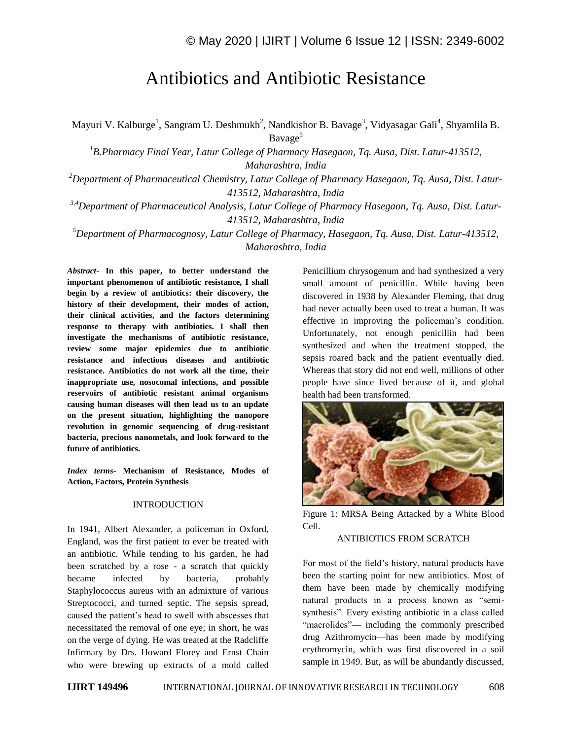# Antibiotics and Antibiotic Resistance

Mayuri V. Kalburge[1], Sangram U. Deshmukh[2], Nandkishor B. Bavage[3], Vidyasagar Gali[4], Shyamlila B. Bavage[5]

[1]*B.Pharmacy Final Year, Latur College of Pharmacy Hasegaon, Tq. Ausa, Dist. Latur-413512, Maharashtra, India*

[2]*Department of Pharmaceutical Chemistry, Latur College of Pharmacy Hasegaon, Tq. Ausa, Dist. Latur-413512, Maharashtra, India*

[3,4]*Department of Pharmaceutical Analysis, Latur College of Pharmacy Hasegaon, Tq. Ausa, Dist. Latur-413512, Maharashtra, India*

[5]*Department of Pharmacognosy, Latur College of Pharmacy, Hasegaon, Tq. Ausa, Dist. Latur-413512, Maharashtra, India*

***Abstract-*** **In this paper, to better understand the important phenomenon of antibiotic resistance, I shall begin by a review of antibiotics: their discovery, the history of their development, their modes of action, their clinical activities, and the factors determining response to therapy with antibiotics. I shall then investigate the mechanisms of antibiotic resistance, review some major epidemics due to antibiotic resistance and infectious diseases and antibiotic resistance. Antibiotics do not work all the time, their inappropriate use, nosocomal infections, and possible reservoirs of antibiotic resistant animal organisms causing human diseases will then lead us to an update on the present situation, highlighting the nanopore revolution in genomic sequencing of drug-resistant bacteria, precious nanometals, and look forward to the future of antibiotics.**

***Index terms-*** **Mechanism of Resistance, Modes of Action, Factors, Protein Synthesis**

## INTRODUCTION

In 1941, Albert Alexander, a policeman in Oxford, England, was the first patient to ever be treated with an antibiotic. While tending to his garden, he had been scratched by a rose - a scratch that quickly became infected by bacteria, probably Staphylococcus aureus with an admixture of various Streptococci, and turned septic. The sepsis spread, caused the patient's head to swell with abscesses that necessitated the removal of one eye; in short, he was on the verge of dying. He was treated at the Radcliffe Infirmary by Drs. Howard Florey and Ernst Chain who were brewing up extracts of a mold called Penicillium chrysogenum and had synthesized a very small amount of penicillin. While having been discovered in 1938 by Alexander Fleming, that drug had never actually been used to treat a human. It was effective in improving the policeman's condition. Unfortunately, not enough penicillin had been synthesized and when the treatment stopped, the sepsis roared back and the patient eventually died. Whereas that story did not end well, millions of other people have since lived because of it, and global health had been transformed.

Figure 1: MRSA Being Attacked by a White Blood Cell.

## ANTIBIOTICS FROM SCRATCH

For most of the field's history, natural products have been the starting point for new antibiotics. Most of them have been made by chemically modifying natural products in a process known as "semi-synthesis". Every existing antibiotic in a class called "macrolides"— including the commonly prescribed drug Azithromycin—has been made by modifying erythromycin, which was first discovered in a soil sample in 1949. But, as will be abundantly discussed,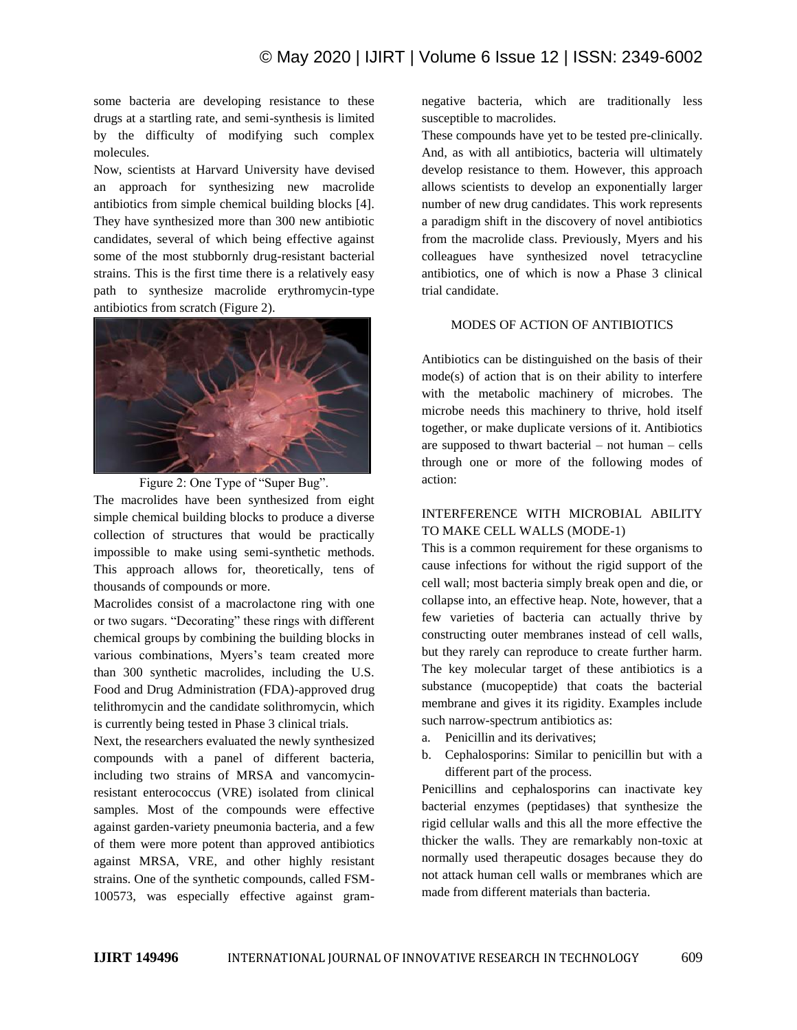some bacteria are developing resistance to these drugs at a startling rate, and semi-synthesis is limited by the difficulty of modifying such complex molecules.

Now, scientists at Harvard University have devised an approach for synthesizing new macrolide antibiotics from simple chemical building blocks [4]. They have synthesized more than 300 new antibiotic candidates, several of which being effective against some of the most stubbornly drug-resistant bacterial strains. This is the first time there is a relatively easy path to synthesize macrolide erythromycin-type antibiotics from scratch (Figure 2).

Figure 2: One Type of "Super Bug".

The macrolides have been synthesized from eight simple chemical building blocks to produce a diverse collection of structures that would be practically impossible to make using semi-synthetic methods. This approach allows for, theoretically, tens of thousands of compounds or more.

Macrolides consist of a macrolactone ring with one or two sugars. "Decorating" these rings with different chemical groups by combining the building blocks in various combinations, Myers's team created more than 300 synthetic macrolides, including the U.S. Food and Drug Administration (FDA)-approved drug telithromycin and the candidate solithromycin, which is currently being tested in Phase 3 clinical trials.

Next, the researchers evaluated the newly synthesized compounds with a panel of different bacteria, including two strains of MRSA and vancomycin-resistant enterococcus (VRE) isolated from clinical samples. Most of the compounds were effective against garden-variety pneumonia bacteria, and a few of them were more potent than approved antibiotics against MRSA, VRE, and other highly resistant strains. One of the synthetic compounds, called FSM-100573, was especially effective against gram-negative bacteria, which are traditionally less susceptible to macrolides.

These compounds have yet to be tested pre-clinically. And, as with all antibiotics, bacteria will ultimately develop resistance to them. However, this approach allows scientists to develop an exponentially larger number of new drug candidates. This work represents a paradigm shift in the discovery of novel antibiotics from the macrolide class. Previously, Myers and his colleagues have synthesized novel tetracycline antibiotics, one of which is now a Phase 3 clinical trial candidate.

## MODES OF ACTION OF ANTIBIOTICS

Antibiotics can be distinguished on the basis of their mode(s) of action that is on their ability to interfere with the metabolic machinery of microbes. The microbe needs this machinery to thrive, hold itself together, or make duplicate versions of it. Antibiotics are supposed to thwart bacterial – not human – cells through one or more of the following modes of action:

### INTERFERENCE WITH MICROBIAL ABILITY TO MAKE CELL WALLS (MODE-1)

This is a common requirement for these organisms to cause infections for without the rigid support of the cell wall; most bacteria simply break open and die, or collapse into, an effective heap. Note, however, that a few varieties of bacteria can actually thrive by constructing outer membranes instead of cell walls, but they rarely can reproduce to create further harm. The key molecular target of these antibiotics is a substance (mucopeptide) that coats the bacterial membrane and gives it its rigidity. Examples include such narrow-spectrum antibiotics as:

a. Penicillin and its derivatives;
b. Cephalosporins: Similar to penicillin but with a different part of the process.

Penicillins and cephalosporins can inactivate key bacterial enzymes (peptidases) that synthesize the rigid cellular walls and this all the more effective the thicker the walls. They are remarkably non-toxic at normally used therapeutic dosages because they do not attack human cell walls or membranes which are made from different materials than bacteria.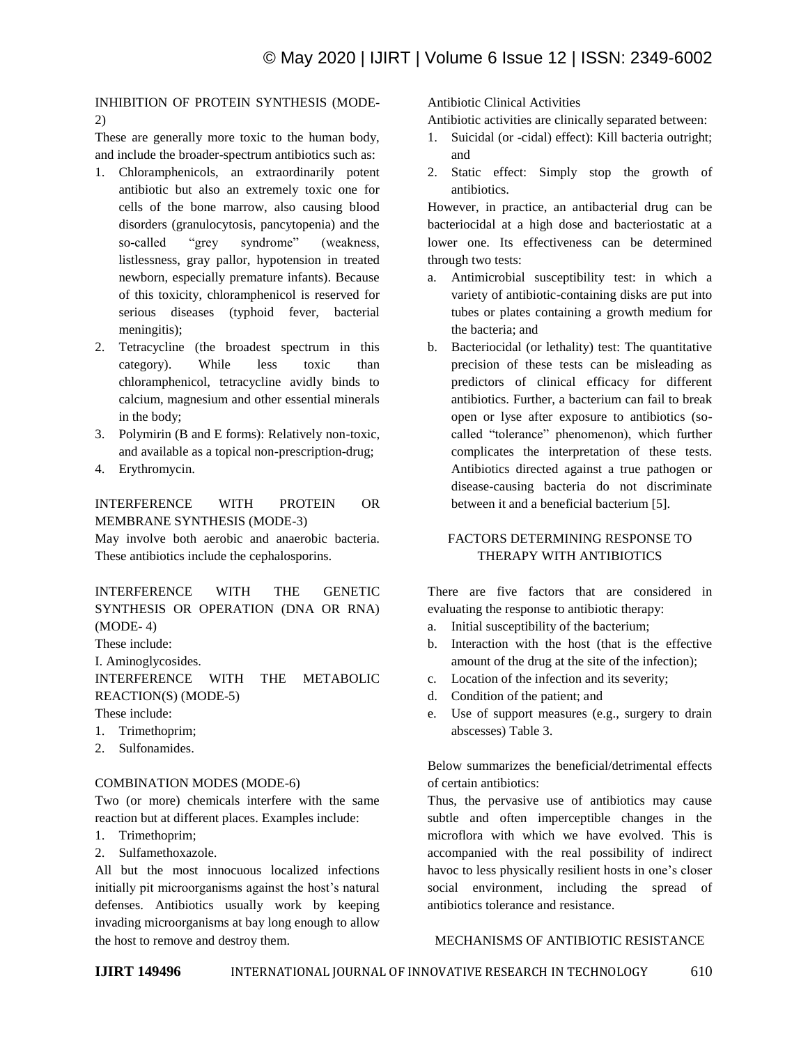INHIBITION OF PROTEIN SYNTHESIS (MODE-2)

These are generally more toxic to the human body, and include the broader-spectrum antibiotics such as:

1. Chloramphenicols, an extraordinarily potent antibiotic but also an extremely toxic one for cells of the bone marrow, also causing blood disorders (granulocytosis, pancytopenia) and the so-called "grey syndrome" (weakness, listlessness, gray pallor, hypotension in treated newborn, especially premature infants). Because of this toxicity, chloramphenicol is reserved for serious diseases (typhoid fever, bacterial meningitis);
2. Tetracycline (the broadest spectrum in this category). While less toxic than chloramphenicol, tetracycline avidly binds to calcium, magnesium and other essential minerals in the body;
3. Polymirin (B and E forms): Relatively non-toxic, and available as a topical non-prescription-drug;
4. Erythromycin.

INTERFERENCE WITH PROTEIN OR MEMBRANE SYNTHESIS (MODE-3)

May involve both aerobic and anaerobic bacteria. These antibiotics include the cephalosporins.

INTERFERENCE WITH THE GENETIC SYNTHESIS OR OPERATION (DNA OR RNA) (MODE- 4)

These include:

I. Aminoglycosides.

INTERFERENCE WITH THE METABOLIC REACTION(S) (MODE-5)

These include:

1. Trimethoprim;
2. Sulfonamides.

COMBINATION MODES (MODE-6)

Two (or more) chemicals interfere with the same reaction but at different places. Examples include:

1. Trimethoprim;
2. Sulfamethoxazole.

All but the most innocuous localized infections initially pit microorganisms against the host's natural defenses. Antibiotics usually work by keeping invading microorganisms at bay long enough to allow the host to remove and destroy them.

Antibiotic Clinical Activities

Antibiotic activities are clinically separated between:

1. Suicidal (or -cidal) effect): Kill bacteria outright; and
2. Static effect: Simply stop the growth of antibiotics.

However, in practice, an antibacterial drug can be bacteriocidal at a high dose and bacteriostatic at a lower one. Its effectiveness can be determined through two tests:

a. Antimicrobial susceptibility test: in which a variety of antibiotic-containing disks are put into tubes or plates containing a growth medium for the bacteria; and
b. Bacteriocidal (or lethality) test: The quantitative precision of these tests can be misleading as predictors of clinical efficacy for different antibiotics. Further, a bacterium can fail to break open or lyse after exposure to antibiotics (so-called "tolerance" phenomenon), which further complicates the interpretation of these tests. Antibiotics directed against a true pathogen or disease-causing bacteria do not discriminate between it and a beneficial bacterium [5].

FACTORS DETERMINING RESPONSE TO THERAPY WITH ANTIBIOTICS

There are five factors that are considered in evaluating the response to antibiotic therapy:

a. Initial susceptibility of the bacterium;
b. Interaction with the host (that is the effective amount of the drug at the site of the infection);
c. Location of the infection and its severity;
d. Condition of the patient; and
e. Use of support measures (e.g., surgery to drain abscesses) Table 3.

Below summarizes the beneficial/detrimental effects of certain antibiotics:

Thus, the pervasive use of antibiotics may cause subtle and often imperceptible changes in the microflora with which we have evolved. This is accompanied with the real possibility of indirect havoc to less physically resilient hosts in one's closer social environment, including the spread of antibiotics tolerance and resistance.

MECHANISMS OF ANTIBIOTIC RESISTANCE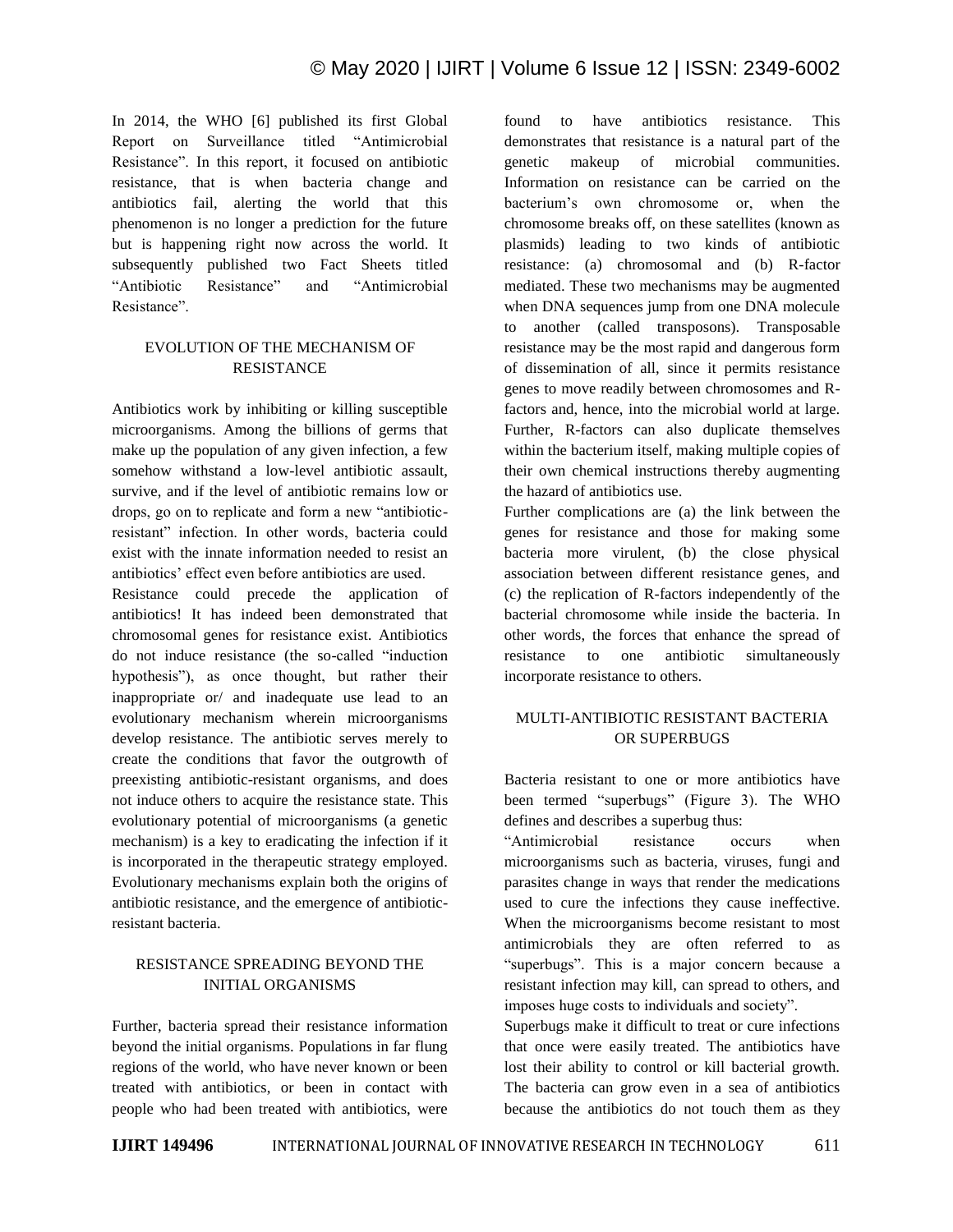In 2014, the WHO [6] published its first Global Report on Surveillance titled "Antimicrobial Resistance". In this report, it focused on antibiotic resistance, that is when bacteria change and antibiotics fail, alerting the world that this phenomenon is no longer a prediction for the future but is happening right now across the world. It subsequently published two Fact Sheets titled "Antibiotic Resistance" and "Antimicrobial Resistance".

## EVOLUTION OF THE MECHANISM OF RESISTANCE

Antibiotics work by inhibiting or killing susceptible microorganisms. Among the billions of germs that make up the population of any given infection, a few somehow withstand a low-level antibiotic assault, survive, and if the level of antibiotic remains low or drops, go on to replicate and form a new "antibiotic-resistant" infection. In other words, bacteria could exist with the innate information needed to resist an antibiotics' effect even before antibiotics are used.

Resistance could precede the application of antibiotics! It has indeed been demonstrated that chromosomal genes for resistance exist. Antibiotics do not induce resistance (the so-called "induction hypothesis"), as once thought, but rather their inappropriate or/ and inadequate use lead to an evolutionary mechanism wherein microorganisms develop resistance. The antibiotic serves merely to create the conditions that favor the outgrowth of preexisting antibiotic-resistant organisms, and does not induce others to acquire the resistance state. This evolutionary potential of microorganisms (a genetic mechanism) is a key to eradicating the infection if it is incorporated in the therapeutic strategy employed. Evolutionary mechanisms explain both the origins of antibiotic resistance, and the emergence of antibiotic-resistant bacteria.

## RESISTANCE SPREADING BEYOND THE INITIAL ORGANISMS

Further, bacteria spread their resistance information beyond the initial organisms. Populations in far flung regions of the world, who have never known or been treated with antibiotics, or been in contact with people who had been treated with antibiotics, were found to have antibiotics resistance. This demonstrates that resistance is a natural part of the genetic makeup of microbial communities. Information on resistance can be carried on the bacterium's own chromosome or, when the chromosome breaks off, on these satellites (known as plasmids) leading to two kinds of antibiotic resistance: (a) chromosomal and (b) R-factor mediated. These two mechanisms may be augmented when DNA sequences jump from one DNA molecule to another (called transposons). Transposable resistance may be the most rapid and dangerous form of dissemination of all, since it permits resistance genes to move readily between chromosomes and R-factors and, hence, into the microbial world at large. Further, R-factors can also duplicate themselves within the bacterium itself, making multiple copies of their own chemical instructions thereby augmenting the hazard of antibiotics use.

Further complications are (a) the link between the genes for resistance and those for making some bacteria more virulent, (b) the close physical association between different resistance genes, and (c) the replication of R-factors independently of the bacterial chromosome while inside the bacteria. In other words, the forces that enhance the spread of resistance to one antibiotic simultaneously incorporate resistance to others.

## MULTI-ANTIBIOTIC RESISTANT BACTERIA OR SUPERBUGS

Bacteria resistant to one or more antibiotics have been termed "superbugs" (Figure 3). The WHO defines and describes a superbug thus:

"Antimicrobial resistance occurs when microorganisms such as bacteria, viruses, fungi and parasites change in ways that render the medications used to cure the infections they cause ineffective. When the microorganisms become resistant to most antimicrobials they are often referred to as "superbugs". This is a major concern because a resistant infection may kill, can spread to others, and imposes huge costs to individuals and society".

Superbugs make it difficult to treat or cure infections that once were easily treated. The antibiotics have lost their ability to control or kill bacterial growth. The bacteria can grow even in a sea of antibiotics because the antibiotics do not touch them as they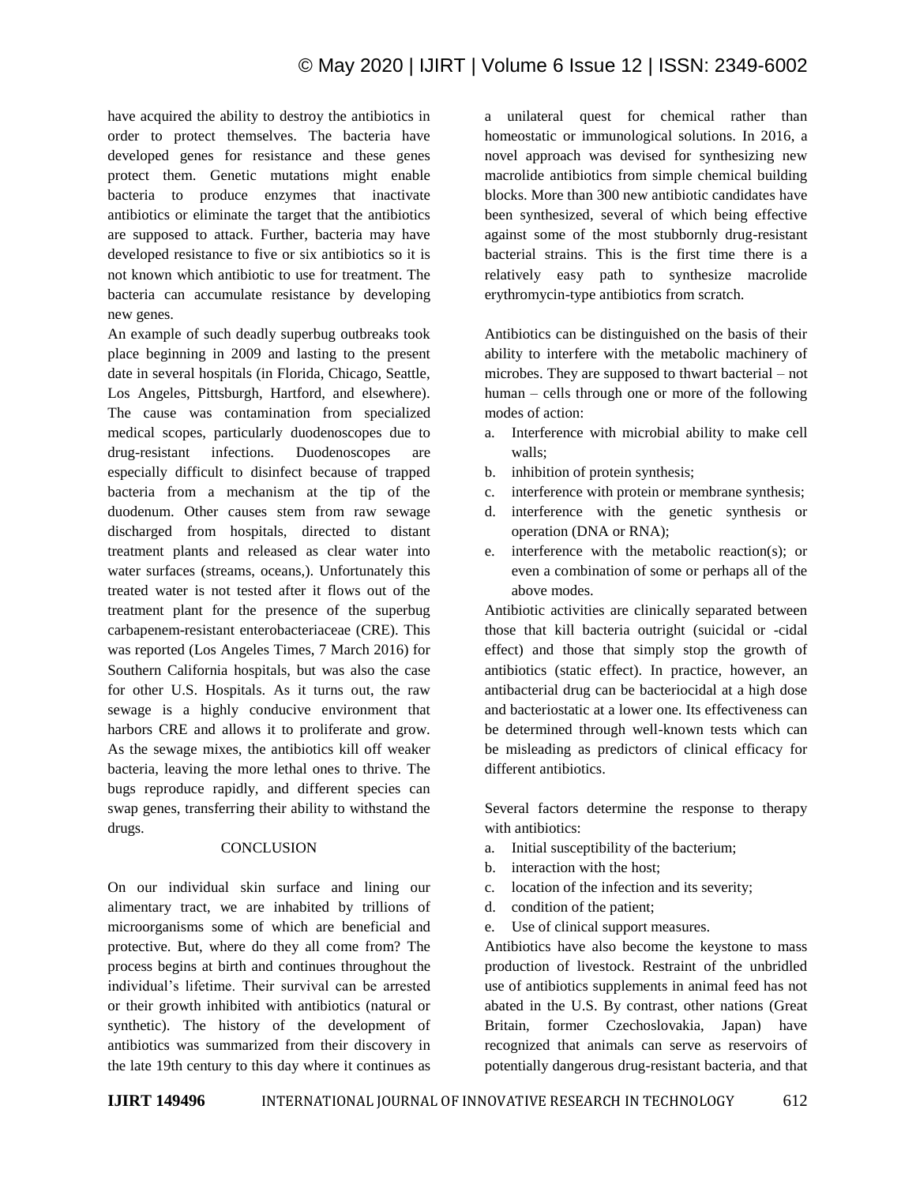have acquired the ability to destroy the antibiotics in order to protect themselves. The bacteria have developed genes for resistance and these genes protect them. Genetic mutations might enable bacteria to produce enzymes that inactivate antibiotics or eliminate the target that the antibiotics are supposed to attack. Further, bacteria may have developed resistance to five or six antibiotics so it is not known which antibiotic to use for treatment. The bacteria can accumulate resistance by developing new genes.

An example of such deadly superbug outbreaks took place beginning in 2009 and lasting to the present date in several hospitals (in Florida, Chicago, Seattle, Los Angeles, Pittsburgh, Hartford, and elsewhere). The cause was contamination from specialized medical scopes, particularly duodenoscopes due to drug-resistant infections. Duodenoscopes are especially difficult to disinfect because of trapped bacteria from a mechanism at the tip of the duodenum. Other causes stem from raw sewage discharged from hospitals, directed to distant treatment plants and released as clear water into water surfaces (streams, oceans,). Unfortunately this treated water is not tested after it flows out of the treatment plant for the presence of the superbug carbapenem-resistant enterobacteriaceae (CRE). This was reported (Los Angeles Times, 7 March 2016) for Southern California hospitals, but was also the case for other U.S. Hospitals. As it turns out, the raw sewage is a highly conducive environment that harbors CRE and allows it to proliferate and grow. As the sewage mixes, the antibiotics kill off weaker bacteria, leaving the more lethal ones to thrive. The bugs reproduce rapidly, and different species can swap genes, transferring their ability to withstand the drugs.

## CONCLUSION

On our individual skin surface and lining our alimentary tract, we are inhabited by trillions of microorganisms some of which are beneficial and protective. But, where do they all come from? The process begins at birth and continues throughout the individual's lifetime. Their survival can be arrested or their growth inhibited with antibiotics (natural or synthetic). The history of the development of antibiotics was summarized from their discovery in the late 19th century to this day where it continues as a unilateral quest for chemical rather than homeostatic or immunological solutions. In 2016, a novel approach was devised for synthesizing new macrolide antibiotics from simple chemical building blocks. More than 300 new antibiotic candidates have been synthesized, several of which being effective against some of the most stubbornly drug-resistant bacterial strains. This is the first time there is a relatively easy path to synthesize macrolide erythromycin-type antibiotics from scratch.

Antibiotics can be distinguished on the basis of their ability to interfere with the metabolic machinery of microbes. They are supposed to thwart bacterial – not human – cells through one or more of the following modes of action:

a. Interference with microbial ability to make cell walls;
b. inhibition of protein synthesis;
c. interference with protein or membrane synthesis;
d. interference with the genetic synthesis or operation (DNA or RNA);
e. interference with the metabolic reaction(s); or even a combination of some or perhaps all of the above modes.

Antibiotic activities are clinically separated between those that kill bacteria outright (suicidal or -cidal effect) and those that simply stop the growth of antibiotics (static effect). In practice, however, an antibacterial drug can be bacteriocidal at a high dose and bacteriostatic at a lower one. Its effectiveness can be determined through well-known tests which can be misleading as predictors of clinical efficacy for different antibiotics.

Several factors determine the response to therapy with antibiotics:

a. Initial susceptibility of the bacterium;
b. interaction with the host;
c. location of the infection and its severity;
d. condition of the patient;
e. Use of clinical support measures.

Antibiotics have also become the keystone to mass production of livestock. Restraint of the unbridled use of antibiotics supplements in animal feed has not abated in the U.S. By contrast, other nations (Great Britain, former Czechoslovakia, Japan) have recognized that animals can serve as reservoirs of potentially dangerous drug-resistant bacteria, and that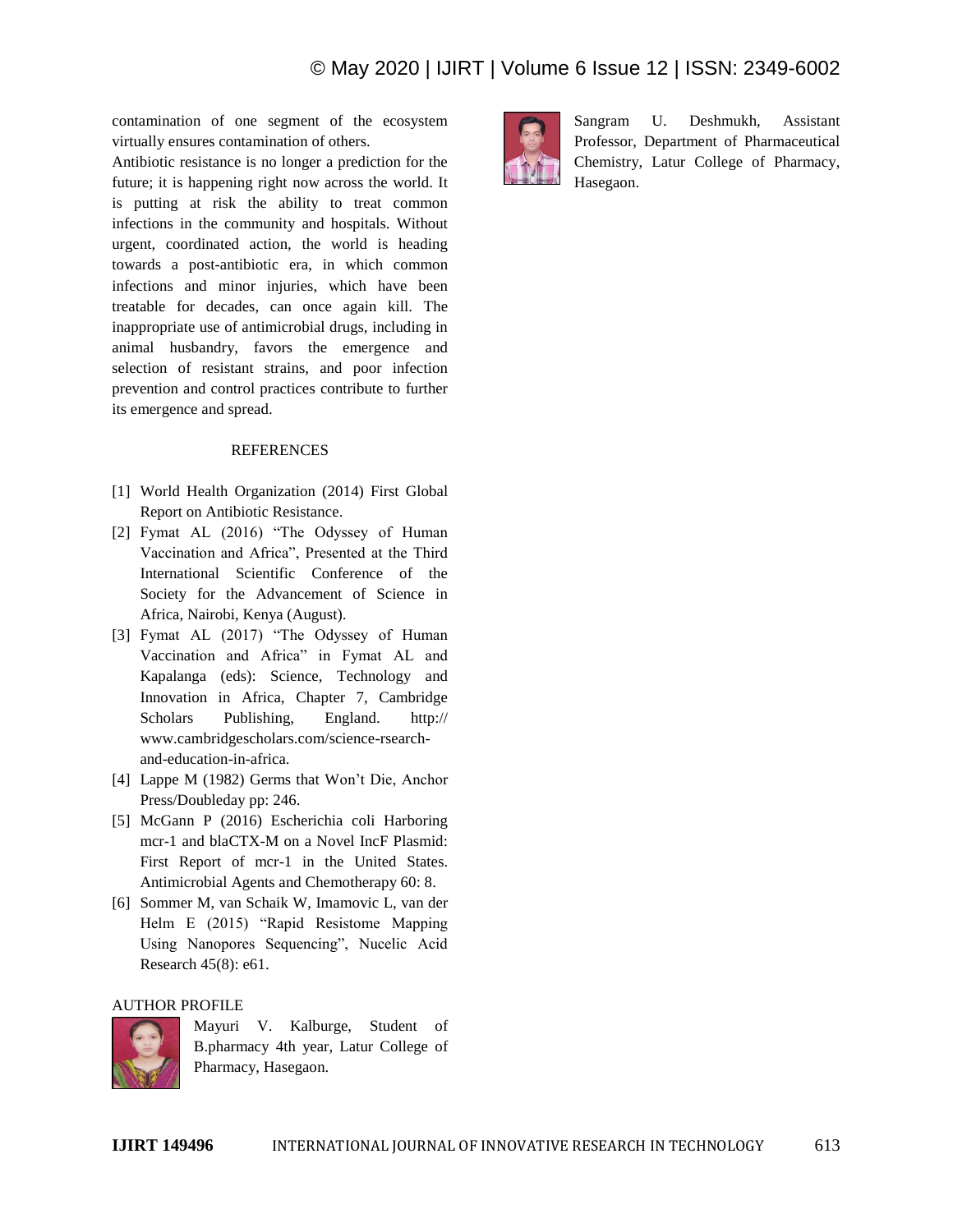contamination of one segment of the ecosystem virtually ensures contamination of others.

Antibiotic resistance is no longer a prediction for the future; it is happening right now across the world. It is putting at risk the ability to treat common infections in the community and hospitals. Without urgent, coordinated action, the world is heading towards a post-antibiotic era, in which common infections and minor injuries, which have been treatable for decades, can once again kill. The inappropriate use of antimicrobial drugs, including in animal husbandry, favors the emergence and selection of resistant strains, and poor infection prevention and control practices contribute to further its emergence and spread.

## REFERENCES

[1] World Health Organization (2014) First Global Report on Antibiotic Resistance.

[2] Fymat AL (2016) "The Odyssey of Human Vaccination and Africa", Presented at the Third International Scientific Conference of the Society for the Advancement of Science in Africa, Nairobi, Kenya (August).

[3] Fymat AL (2017) "The Odyssey of Human Vaccination and Africa" in Fymat AL and Kapalanga (eds): Science, Technology and Innovation in Africa, Chapter 7, Cambridge Scholars Publishing, England. http:// www.cambridgescholars.com/science-rsearch-and-education-in-africa.

[4] Lappe M (1982) Germs that Won't Die, Anchor Press/Doubleday pp: 246.

[5] McGann P (2016) Escherichia coli Harboring mcr-1 and blaCTX-M on a Novel IncF Plasmid: First Report of mcr-1 in the United States. Antimicrobial Agents and Chemotherapy 60: 8.

[6] Sommer M, van Schaik W, Imamovic L, van der Helm E (2015) "Rapid Resistome Mapping Using Nanopores Sequencing", Nucelic Acid Research 45(8): e61.

## AUTHOR PROFILE

Mayuri V. Kalburge, Student of B.pharmacy 4th year, Latur College of Pharmacy, Hasegaon.

Sangram U. Deshmukh, Assistant Professor, Department of Pharmaceutical Chemistry, Latur College of Pharmacy, Hasegaon.